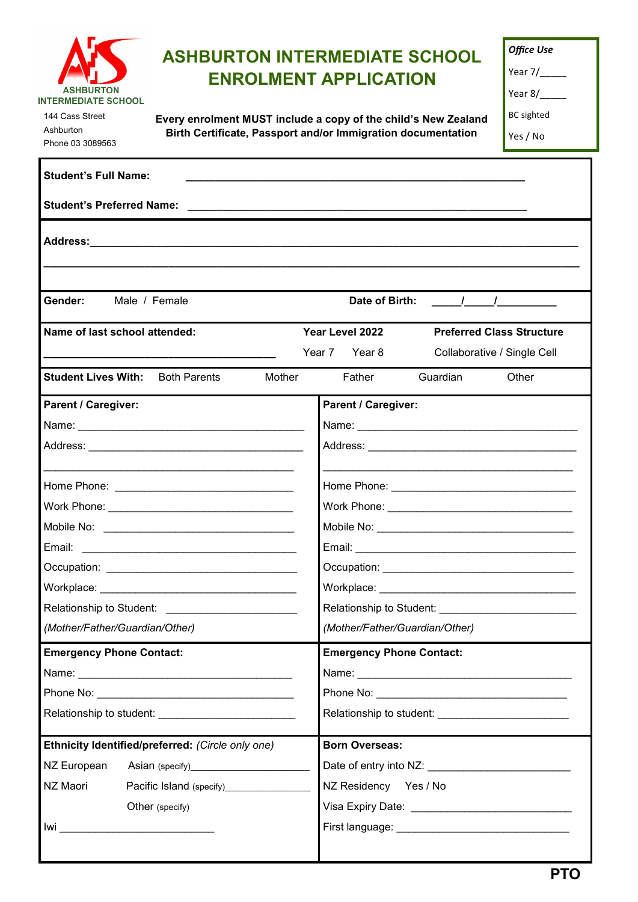ASHBURTON INTERMEDIATE SCHOOL

144 Cass Street
Ashburton
Phone 03 3089563

# ASHBURTON INTERMEDIATE SCHOOL ENROLMENT APPLICATION

**Every enrolment MUST include a copy of the child's New Zealand Birth Certificate, Passport and/or Immigration documentation**

| ***Office Use*** |
|---|
| Year 7/_____ |
| Year 8/_____ |
| BC sighted |
| Yes / No |

**Student's Full Name:** ____________________________________________________

**Student's Preferred Name:** ____________________________________________________

**Address:**______________________________________________________________________

______________________________________________________________________________

**Gender:** Male / Female

**Date of Birth:** _____/_____/__________

**Name of last school attended:** ____________________________________

**Year Level 2022**
Year 7 Year 8

**Preferred Class Structure**
Collaborative / Single Cell

**Student Lives With:** Both Parents Mother Father Guardian Other

| **Parent / Caregiver:** | **Parent / Caregiver:** |
|---|---|
| Name: ____________________________________ | Name: ____________________________________ |
| Address: __________________________________ | Address: __________________________________ |
| __________________________________________ | __________________________________________ |
| Home Phone: ____________________________ | Home Phone: ____________________________ |
| Work Phone: _____________________________ | Work Phone: _____________________________ |
| Mobile No: ______________________________ | Mobile No: ______________________________ |
| Email: __________________________________ | Email: __________________________________ |
| Occupation: ______________________________ | Occupation: ______________________________ |
| Workplace: ______________________________ | Workplace: ______________________________ |
| Relationship to Student: ____________________ | Relationship to Student: ____________________ |
| *(Mother/Father/Guardian/Other)* | *(Mother/Father/Guardian/Other)* |
| **Emergency Phone Contact:** | **Emergency Phone Contact:** |
| Name: ____________________________________ | Name: ____________________________________ |
| Phone No: _________________________________ | Phone No: _________________________________ |
| Relationship to student: ______________________ | Relationship to student: ______________________ |

| **Ethnicity Identified/preferred:** *(Circle only one)* | **Born Overseas:** |
|---|---|
| NZ European Asian (specify)____________________ | Date of entry into NZ: ______________________ |
| NZ Maori Pacific Island (specify)_______________ | NZ Residency Yes / No |
| Other (specify) | Visa Expiry Date: __________________________ |
| Iwi __________________________ | First language: ____________________________ |

**PTO**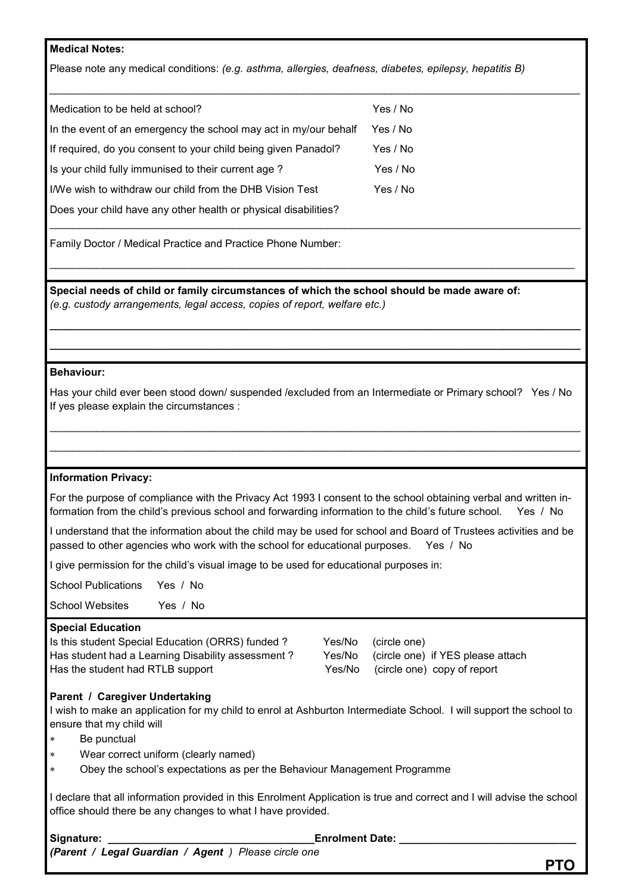**Medical Notes:**

Please note any medical conditions: *(e.g. asthma, allergies, deafness, diabetes, epilepsy, hepatitis B)*

\_\_\_\_\_\_\_\_\_\_\_\_\_\_\_\_\_\_\_\_\_\_\_\_\_\_\_\_\_\_\_\_\_\_\_\_\_\_\_\_\_\_\_\_\_\_\_\_\_\_\_\_\_\_\_\_\_\_\_\_\_\_\_\_\_\_\_\_\_\_\_\_\_\_\_\_\_\_\_\_\_\_\_\_

| | |
|---|---|
| Medication to be held at school? | Yes / No |
| In the event of an emergency the school may act in my/our behalf | Yes / No |
| If required, do you consent to your child being given Panadol? | Yes / No |
| Is your child fully immunised to their current age ? | Yes / No |
| I/We wish to withdraw our child from the DHB Vision Test | Yes / No |

Does your child have any other health or physical disabilities?

\_\_\_\_\_\_\_\_\_\_\_\_\_\_\_\_\_\_\_\_\_\_\_\_\_\_\_\_\_\_\_\_\_\_\_\_\_\_\_\_\_\_\_\_\_\_\_\_\_\_\_\_\_\_\_\_\_\_\_\_\_\_\_\_\_\_\_\_\_\_\_\_\_\_\_\_\_\_\_\_\_\_\_\_

Family Doctor / Medical Practice and Practice Phone Number:

\_\_\_\_\_\_\_\_\_\_\_\_\_\_\_\_\_\_\_\_\_\_\_\_\_\_\_\_\_\_\_\_\_\_\_\_\_\_\_\_\_\_\_\_\_\_\_\_\_\_\_\_\_\_\_\_\_\_\_\_\_\_\_\_\_\_\_\_\_\_\_\_\_\_\_\_\_\_\_\_\_\_\_\_

**Special needs of child or family circumstances of which the school should be made aware of:**
*(e.g. custody arrangements, legal access, copies of report, welfare etc.)*

\_\_\_\_\_\_\_\_\_\_\_\_\_\_\_\_\_\_\_\_\_\_\_\_\_\_\_\_\_\_\_\_\_\_\_\_\_\_\_\_\_\_\_\_\_\_\_\_\_\_\_\_\_\_\_\_\_\_\_\_\_\_\_\_\_\_\_\_\_\_\_\_\_\_\_\_\_\_\_\_\_\_\_\_

\_\_\_\_\_\_\_\_\_\_\_\_\_\_\_\_\_\_\_\_\_\_\_\_\_\_\_\_\_\_\_\_\_\_\_\_\_\_\_\_\_\_\_\_\_\_\_\_\_\_\_\_\_\_\_\_\_\_\_\_\_\_\_\_\_\_\_\_\_\_\_\_\_\_\_\_\_\_\_\_\_\_\_\_

**Behaviour:**

Has your child ever been stood down/ suspended /excluded from an Intermediate or Primary school? Yes / No
If yes please explain the circumstances :

\_\_\_\_\_\_\_\_\_\_\_\_\_\_\_\_\_\_\_\_\_\_\_\_\_\_\_\_\_\_\_\_\_\_\_\_\_\_\_\_\_\_\_\_\_\_\_\_\_\_\_\_\_\_\_\_\_\_\_\_\_\_\_\_\_\_\_\_\_\_\_\_\_\_\_\_\_\_\_\_\_\_\_\_

\_\_\_\_\_\_\_\_\_\_\_\_\_\_\_\_\_\_\_\_\_\_\_\_\_\_\_\_\_\_\_\_\_\_\_\_\_\_\_\_\_\_\_\_\_\_\_\_\_\_\_\_\_\_\_\_\_\_\_\_\_\_\_\_\_\_\_\_\_\_\_\_\_\_\_\_\_\_\_\_\_\_\_\_

**Information Privacy:**

For the purpose of compliance with the Privacy Act 1993 I consent to the school obtaining verbal and written information from the child's previous school and forwarding information to the child's future school. Yes / No

I understand that the information about the child may be used for school and Board of Trustees activities and be passed to other agencies who work with the school for educational purposes. Yes / No

I give permission for the child's visual image to be used for educational purposes in:

School Publications Yes / No

School Websites Yes / No

**Special Education**

| | | |
|---|---|---|
| Is this student Special Education (ORRS) funded ? | Yes/No | (circle one) |
| Has student had a Learning Disability assessment ? | Yes/No | (circle one) if YES please attach |
| Has the student had RTLB support | Yes/No | (circle one) copy of report |

**Parent / Caregiver Undertaking**

I wish to make an application for my child to enrol at Ashburton Intermediate School. I will support the school to ensure that my child will

- Be punctual
- Wear correct uniform (clearly named)
- Obey the school's expectations as per the Behaviour Management Programme

I declare that all information provided in this Enrolment Application is true and correct and I will advise the school office should there be any changes to what I have provided.

**Signature:** \_\_\_\_\_\_\_\_\_\_\_\_\_\_\_\_\_\_\_\_\_\_\_\_\_\_\_\_\_\_\_\_\_\_ **Enrolment Date:** \_\_\_\_\_\_\_\_\_\_\_\_\_\_\_\_\_\_\_\_\_\_\_\_\_\_\_\_\_\_
***(Parent / Legal Guardian / Agent** ) Please circle one*

**PTO**